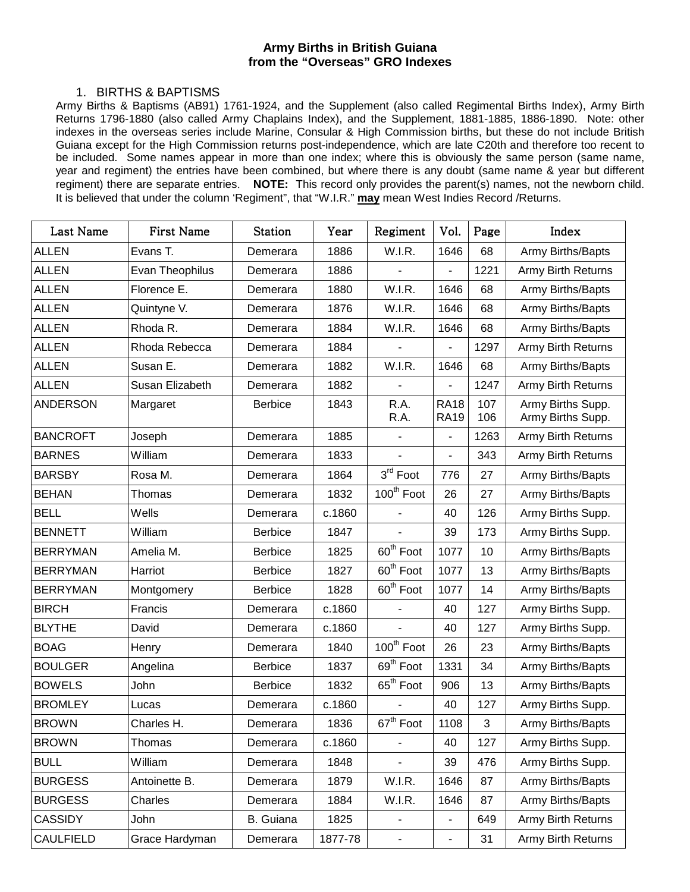# Army Births in British Guiana
## from the "Overseas" GRO Indexes

1. BIRTHS & BAPTISMS

Army Births & Baptisms (AB91) 1761-1924, and the Supplement (also called Regimental Births Index), Army Birth Returns 1796-1880 (also called Army Chaplains Index), and the Supplement, 1881-1885, 1886-1890. Note: other indexes in the overseas series include Marine, Consular & High Commission births, but these do not include British Guiana except for the High Commission returns post-independence, which are late C20th and therefore too recent to be included. Some names appear in more than one index; where this is obviously the same person (same name, year and regiment) the entries have been combined, but where there is any doubt (same name & year but different regiment) there are separate entries. **NOTE:** This record only provides the parent(s) names, not the newborn child. It is believed that under the column 'Regiment", that "W.I.R." **may** mean West Indies Record /Returns.

| Last Name | First Name | Station | Year | Regiment | Vol. | Page | Index |
|---|---|---|---|---|---|---|---|
| ALLEN | Evans T. | Demerara | 1886 | W.I.R. | 1646 | 68 | Army Births/Bapts |
| ALLEN | Evan Theophilus | Demerara | 1886 | - | - | 1221 | Army Birth Returns |
| ALLEN | Florence E. | Demerara | 1880 | W.I.R. | 1646 | 68 | Army Births/Bapts |
| ALLEN | Quintyne V. | Demerara | 1876 | W.I.R. | 1646 | 68 | Army Births/Bapts |
| ALLEN | Rhoda R. | Demerara | 1884 | W.I.R. | 1646 | 68 | Army Births/Bapts |
| ALLEN | Rhoda Rebecca | Demerara | 1884 | - | - | 1297 | Army Birth Returns |
| ALLEN | Susan E. | Demerara | 1882 | W.I.R. | 1646 | 68 | Army Births/Bapts |
| ALLEN | Susan Elizabeth | Demerara | 1882 | - | - | 1247 | Army Birth Returns |
| ANDERSON | Margaret | Berbice | 1843 | R.A.<br>R.A. | RA18<br>RA19 | 107<br>106 | Army Births Supp.<br>Army Births Supp. |
| BANCROFT | Joseph | Demerara | 1885 | - | - | 1263 | Army Birth Returns |
| BARNES | William | Demerara | 1833 | - | - | 343 | Army Birth Returns |
| BARSBY | Rosa M. | Demerara | 1864 | 3rd Foot | 776 | 27 | Army Births/Bapts |
| BEHAN | Thomas | Demerara | 1832 | 100th Foot | 26 | 27 | Army Births/Bapts |
| BELL | Wells | Demerara | c.1860 | - | 40 | 126 | Army Births Supp. |
| BENNETT | William | Berbice | 1847 | - | 39 | 173 | Army Births Supp. |
| BERRYMAN | Amelia M. | Berbice | 1825 | 60th Foot | 1077 | 10 | Army Births/Bapts |
| BERRYMAN | Harriot | Berbice | 1827 | 60th Foot | 1077 | 13 | Army Births/Bapts |
| BERRYMAN | Montgomery | Berbice | 1828 | 60th Foot | 1077 | 14 | Army Births/Bapts |
| BIRCH | Francis | Demerara | c.1860 | - | 40 | 127 | Army Births Supp. |
| BLYTHE | David | Demerara | c.1860 | - | 40 | 127 | Army Births Supp. |
| BOAG | Henry | Demerara | 1840 | 100th Foot | 26 | 23 | Army Births/Bapts |
| BOULGER | Angelina | Berbice | 1837 | 69th Foot | 1331 | 34 | Army Births/Bapts |
| BOWELS | John | Berbice | 1832 | 65th Foot | 906 | 13 | Army Births/Bapts |
| BROMLEY | Lucas | Demerara | c.1860 | - | 40 | 127 | Army Births Supp. |
| BROWN | Charles H. | Demerara | 1836 | 67th Foot | 1108 | 3 | Army Births/Bapts |
| BROWN | Thomas | Demerara | c.1860 | - | 40 | 127 | Army Births Supp. |
| BULL | William | Demerara | 1848 | - | 39 | 476 | Army Births Supp. |
| BURGESS | Antoinette B. | Demerara | 1879 | W.I.R. | 1646 | 87 | Army Births/Bapts |
| BURGESS | Charles | Demerara | 1884 | W.I.R. | 1646 | 87 | Army Births/Bapts |
| CASSIDY | John | B. Guiana | 1825 | - | - | 649 | Army Birth Returns |
| CAULFIELD | Grace Hardyman | Demerara | 1877-78 | - | - | 31 | Army Birth Returns |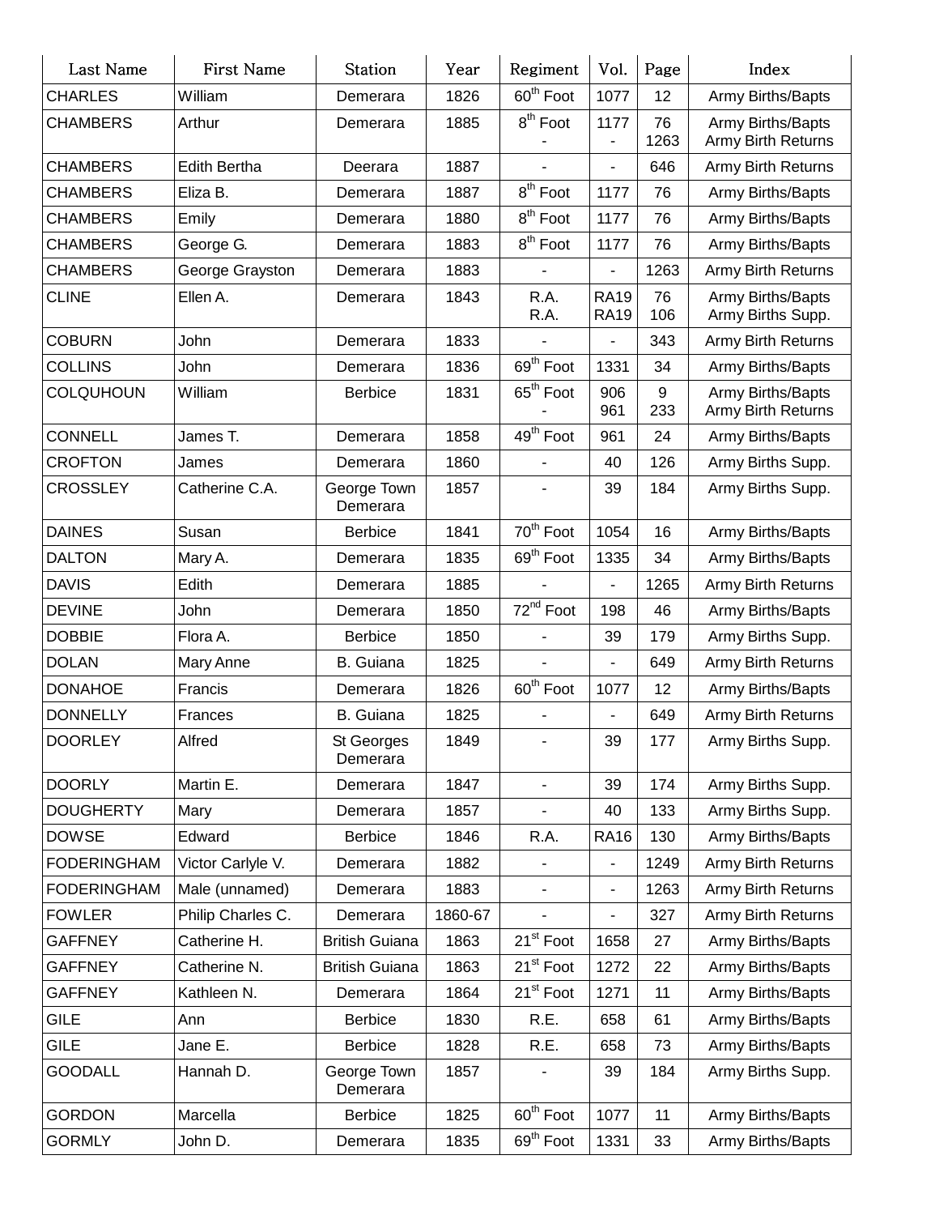| Last Name | First Name | Station | Year | Regiment | Vol. | Page | Index |
|---|---|---|---|---|---|---|---|
| CHARLES | William | Demerara | 1826 | 60th Foot | 1077 | 12 | Army Births/Bapts |
| CHAMBERS | Arthur | Demerara | 1885 | 8th Foot<br>- | 1177<br>- | 76<br>1263 | Army Births/Bapts<br>Army Birth Returns |
| CHAMBERS | Edith Bertha | Deerara | 1887 | - | - | 646 | Army Birth Returns |
| CHAMBERS | Eliza B. | Demerara | 1887 | 8th Foot | 1177 | 76 | Army Births/Bapts |
| CHAMBERS | Emily | Demerara | 1880 | 8th Foot | 1177 | 76 | Army Births/Bapts |
| CHAMBERS | George G. | Demerara | 1883 | 8th Foot | 1177 | 76 | Army Births/Bapts |
| CHAMBERS | George Grayston | Demerara | 1883 | - | - | 1263 | Army Birth Returns |
| CLINE | Ellen A. | Demerara | 1843 | R.A.<br>R.A. | RA19<br>RA19 | 76<br>106 | Army Births/Bapts<br>Army Births Supp. |
| COBURN | John | Demerara | 1833 | - | - | 343 | Army Birth Returns |
| COLLINS | John | Demerara | 1836 | 69th Foot | 1331 | 34 | Army Births/Bapts |
| COLQUHOUN | William | Berbice | 1831 | 65th Foot<br>- | 906<br>961 | 9<br>233 | Army Births/Bapts<br>Army Birth Returns |
| CONNELL | James T. | Demerara | 1858 | 49th Foot | 961 | 24 | Army Births/Bapts |
| CROFTON | James | Demerara | 1860 | - | 40 | 126 | Army Births Supp. |
| CROSSLEY | Catherine C.A. | George Town Demerara | 1857 | - | 39 | 184 | Army Births Supp. |
| DAINES | Susan | Berbice | 1841 | 70th Foot | 1054 | 16 | Army Births/Bapts |
| DALTON | Mary A. | Demerara | 1835 | 69th Foot | 1335 | 34 | Army Births/Bapts |
| DAVIS | Edith | Demerara | 1885 | - | - | 1265 | Army Birth Returns |
| DEVINE | John | Demerara | 1850 | 72nd Foot | 198 | 46 | Army Births/Bapts |
| DOBBIE | Flora A. | Berbice | 1850 | - | 39 | 179 | Army Births Supp. |
| DOLAN | Mary Anne | B. Guiana | 1825 | - | - | 649 | Army Birth Returns |
| DONAHOE | Francis | Demerara | 1826 | 60th Foot | 1077 | 12 | Army Births/Bapts |
| DONNELLY | Frances | B. Guiana | 1825 | - | - | 649 | Army Birth Returns |
| DOORLEY | Alfred | St Georges Demerara | 1849 | - | 39 | 177 | Army Births Supp. |
| DOORLY | Martin E. | Demerara | 1847 | - | 39 | 174 | Army Births Supp. |
| DOUGHERTY | Mary | Demerara | 1857 | - | 40 | 133 | Army Births Supp. |
| DOWSE | Edward | Berbice | 1846 | R.A. | RA16 | 130 | Army Births/Bapts |
| FODERINGHAM | Victor Carlyle V. | Demerara | 1882 | - | - | 1249 | Army Birth Returns |
| FODERINGHAM | Male (unnamed) | Demerara | 1883 | - | - | 1263 | Army Birth Returns |
| FOWLER | Philip Charles C. | Demerara | 1860-67 | - | - | 327 | Army Birth Returns |
| GAFFNEY | Catherine H. | British Guiana | 1863 | 21st Foot | 1658 | 27 | Army Births/Bapts |
| GAFFNEY | Catherine N. | British Guiana | 1863 | 21st Foot | 1272 | 22 | Army Births/Bapts |
| GAFFNEY | Kathleen N. | Demerara | 1864 | 21st Foot | 1271 | 11 | Army Births/Bapts |
| GILE | Ann | Berbice | 1830 | R.E. | 658 | 61 | Army Births/Bapts |
| GILE | Jane E. | Berbice | 1828 | R.E. | 658 | 73 | Army Births/Bapts |
| GOODALL | Hannah D. | George Town Demerara | 1857 | - | 39 | 184 | Army Births Supp. |
| GORDON | Marcella | Berbice | 1825 | 60th Foot | 1077 | 11 | Army Births/Bapts |
| GORMLY | John D. | Demerara | 1835 | 69th Foot | 1331 | 33 | Army Births/Bapts |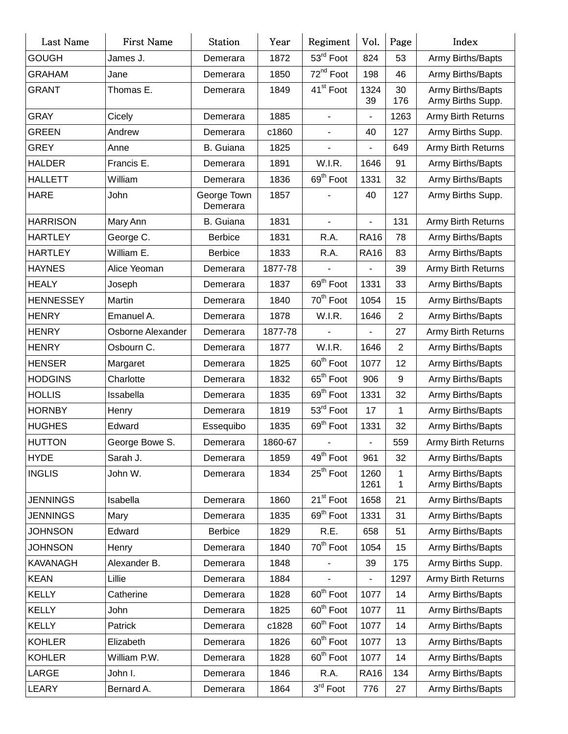| Last Name | First Name | Station | Year | Regiment | Vol. | Page | Index |
|---|---|---|---|---|---|---|---|
| GOUGH | James J. | Demerara | 1872 | 53rd Foot | 824 | 53 | Army Births/Bapts |
| GRAHAM | Jane | Demerara | 1850 | 72nd Foot | 198 | 46 | Army Births/Bapts |
| GRANT | Thomas E. | Demerara | 1849 | 41st Foot | 1324<br>39 | 30<br>176 | Army Births/Bapts<br>Army Births Supp. |
| GRAY | Cicely | Demerara | 1885 | - | - | 1263 | Army Birth Returns |
| GREEN | Andrew | Demerara | c1860 | - | 40 | 127 | Army Births Supp. |
| GREY | Anne | B. Guiana | 1825 | - | - | 649 | Army Birth Returns |
| HALDER | Francis E. | Demerara | 1891 | W.I.R. | 1646 | 91 | Army Births/Bapts |
| HALLETT | William | Demerara | 1836 | 69th Foot | 1331 | 32 | Army Births/Bapts |
| HARE | John | George Town Demerara | 1857 | - | 40 | 127 | Army Births Supp. |
| HARRISON | Mary Ann | B. Guiana | 1831 | - | - | 131 | Army Birth Returns |
| HARTLEY | George C. | Berbice | 1831 | R.A. | RA16 | 78 | Army Births/Bapts |
| HARTLEY | William E. | Berbice | 1833 | R.A. | RA16 | 83 | Army Births/Bapts |
| HAYNES | Alice Yeoman | Demerara | 1877-78 | - | - | 39 | Army Birth Returns |
| HEALY | Joseph | Demerara | 1837 | 69th Foot | 1331 | 33 | Army Births/Bapts |
| HENNESSEY | Martin | Demerara | 1840 | 70th Foot | 1054 | 15 | Army Births/Bapts |
| HENRY | Emanuel A. | Demerara | 1878 | W.I.R. | 1646 | 2 | Army Births/Bapts |
| HENRY | Osborne Alexander | Demerara | 1877-78 | - | - | 27 | Army Birth Returns |
| HENRY | Osbourn C. | Demerara | 1877 | W.I.R. | 1646 | 2 | Army Births/Bapts |
| HENSER | Margaret | Demerara | 1825 | 60th Foot | 1077 | 12 | Army Births/Bapts |
| HODGINS | Charlotte | Demerara | 1832 | 65th Foot | 906 | 9 | Army Births/Bapts |
| HOLLIS | Issabella | Demerara | 1835 | 69th Foot | 1331 | 32 | Army Births/Bapts |
| HORNBY | Henry | Demerara | 1819 | 53rd Foot | 17 | 1 | Army Births/Bapts |
| HUGHES | Edward | Essequibo | 1835 | 69th Foot | 1331 | 32 | Army Births/Bapts |
| HUTTON | George Bowe S. | Demerara | 1860-67 | - | - | 559 | Army Birth Returns |
| HYDE | Sarah J. | Demerara | 1859 | 49th Foot | 961 | 32 | Army Births/Bapts |
| INGLIS | John W. | Demerara | 1834 | 25th Foot | 1260<br>1261 | 1<br>1 | Army Births/Bapts<br>Army Births/Bapts |
| JENNINGS | Isabella | Demerara | 1860 | 21st Foot | 1658 | 21 | Army Births/Bapts |
| JENNINGS | Mary | Demerara | 1835 | 69th Foot | 1331 | 31 | Army Births/Bapts |
| JOHNSON | Edward | Berbice | 1829 | R.E. | 658 | 51 | Army Births/Bapts |
| JOHNSON | Henry | Demerara | 1840 | 70th Foot | 1054 | 15 | Army Births/Bapts |
| KAVANAGH | Alexander B. | Demerara | 1848 | - | 39 | 175 | Army Births Supp. |
| KEAN | Lillie | Demerara | 1884 | - | - | 1297 | Army Birth Returns |
| KELLY | Catherine | Demerara | 1828 | 60th Foot | 1077 | 14 | Army Births/Bapts |
| KELLY | John | Demerara | 1825 | 60th Foot | 1077 | 11 | Army Births/Bapts |
| KELLY | Patrick | Demerara | c1828 | 60th Foot | 1077 | 14 | Army Births/Bapts |
| KOHLER | Elizabeth | Demerara | 1826 | 60th Foot | 1077 | 13 | Army Births/Bapts |
| KOHLER | William P.W. | Demerara | 1828 | 60th Foot | 1077 | 14 | Army Births/Bapts |
| LARGE | John I. | Demerara | 1846 | R.A. | RA16 | 134 | Army Births/Bapts |
| LEARY | Bernard A. | Demerara | 1864 | 3rd Foot | 776 | 27 | Army Births/Bapts |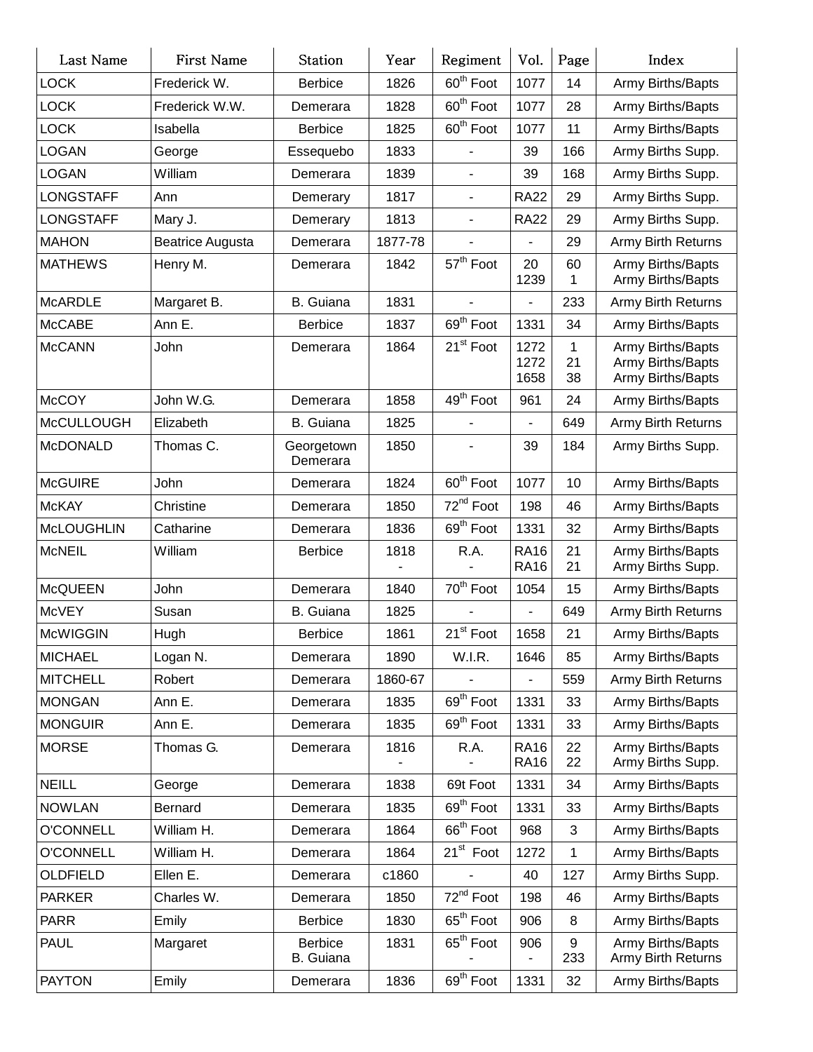| Last Name | First Name | Station | Year | Regiment | Vol. | Page | Index |
|---|---|---|---|---|---|---|---|
| LOCK | Frederick W. | Berbice | 1826 | 60th Foot | 1077 | 14 | Army Births/Bapts |
| LOCK | Frederick W.W. | Demerara | 1828 | 60th Foot | 1077 | 28 | Army Births/Bapts |
| LOCK | Isabella | Berbice | 1825 | 60th Foot | 1077 | 11 | Army Births/Bapts |
| LOGAN | George | Essequebo | 1833 | - | 39 | 166 | Army Births Supp. |
| LOGAN | William | Demerara | 1839 | - | 39 | 168 | Army Births Supp. |
| LONGSTAFF | Ann | Demerary | 1817 | - | RA22 | 29 | Army Births Supp. |
| LONGSTAFF | Mary J. | Demerary | 1813 | - | RA22 | 29 | Army Births Supp. |
| MAHON | Beatrice Augusta | Demerara | 1877-78 | - | - | 29 | Army Birth Returns |
| MATHEWS | Henry M. | Demerara | 1842 | 57th Foot | 20<br>1239 | 60<br>1 | Army Births/Bapts<br>Army Births/Bapts |
| McARDLE | Margaret B. | B. Guiana | 1831 | - | - | 233 | Army Birth Returns |
| McCABE | Ann E. | Berbice | 1837 | 69th Foot | 1331 | 34 | Army Births/Bapts |
| McCANN | John | Demerara | 1864 | 21st Foot | 1272<br>1272<br>1658 | 1<br>21<br>38 | Army Births/Bapts<br>Army Births/Bapts<br>Army Births/Bapts |
| McCOY | John W.G. | Demerara | 1858 | 49th Foot | 961 | 24 | Army Births/Bapts |
| McCULLOUGH | Elizabeth | B. Guiana | 1825 | - | - | 649 | Army Birth Returns |
| McDONALD | Thomas C. | Georgetown Demerara | 1850 | - | 39 | 184 | Army Births Supp. |
| McGUIRE | John | Demerara | 1824 | 60th Foot | 1077 | 10 | Army Births/Bapts |
| McKAY | Christine | Demerara | 1850 | 72nd Foot | 198 | 46 | Army Births/Bapts |
| McLOUGHLIN | Catharine | Demerara | 1836 | 69th Foot | 1331 | 32 | Army Births/Bapts |
| McNEIL | William | Berbice | 1818<br>- | R.A.<br>- | RA16<br>RA16 | 21<br>21 | Army Births/Bapts<br>Army Births Supp. |
| McQUEEN | John | Demerara | 1840 | 70th Foot | 1054 | 15 | Army Births/Bapts |
| McVEY | Susan | B. Guiana | 1825 | - | - | 649 | Army Birth Returns |
| McWIGGIN | Hugh | Berbice | 1861 | 21st Foot | 1658 | 21 | Army Births/Bapts |
| MICHAEL | Logan N. | Demerara | 1890 | W.I.R. | 1646 | 85 | Army Births/Bapts |
| MITCHELL | Robert | Demerara | 1860-67 | - | - | 559 | Army Birth Returns |
| MONGAN | Ann E. | Demerara | 1835 | 69th Foot | 1331 | 33 | Army Births/Bapts |
| MONGUIR | Ann E. | Demerara | 1835 | 69th Foot | 1331 | 33 | Army Births/Bapts |
| MORSE | Thomas G. | Demerara | 1816<br>- | R.A.<br>- | RA16<br>RA16 | 22<br>22 | Army Births/Bapts<br>Army Births Supp. |
| NEILL | George | Demerara | 1838 | 69t Foot | 1331 | 34 | Army Births/Bapts |
| NOWLAN | Bernard | Demerara | 1835 | 69th Foot | 1331 | 33 | Army Births/Bapts |
| O'CONNELL | William H. | Demerara | 1864 | 66th Foot | 968 | 3 | Army Births/Bapts |
| O'CONNELL | William H. | Demerara | 1864 | 21st Foot | 1272 | 1 | Army Births/Bapts |
| OLDFIELD | Ellen E. | Demerara | c1860 | - | 40 | 127 | Army Births Supp. |
| PARKER | Charles W. | Demerara | 1850 | 72nd Foot | 198 | 46 | Army Births/Bapts |
| PARR | Emily | Berbice | 1830 | 65th Foot | 906 | 8 | Army Births/Bapts |
| PAUL | Margaret | Berbice<br>B. Guiana | 1831 | 65th Foot<br>- | 906<br>- | 9<br>233 | Army Births/Bapts<br>Army Birth Returns |
| PAYTON | Emily | Demerara | 1836 | 69th Foot | 1331 | 32 | Army Births/Bapts |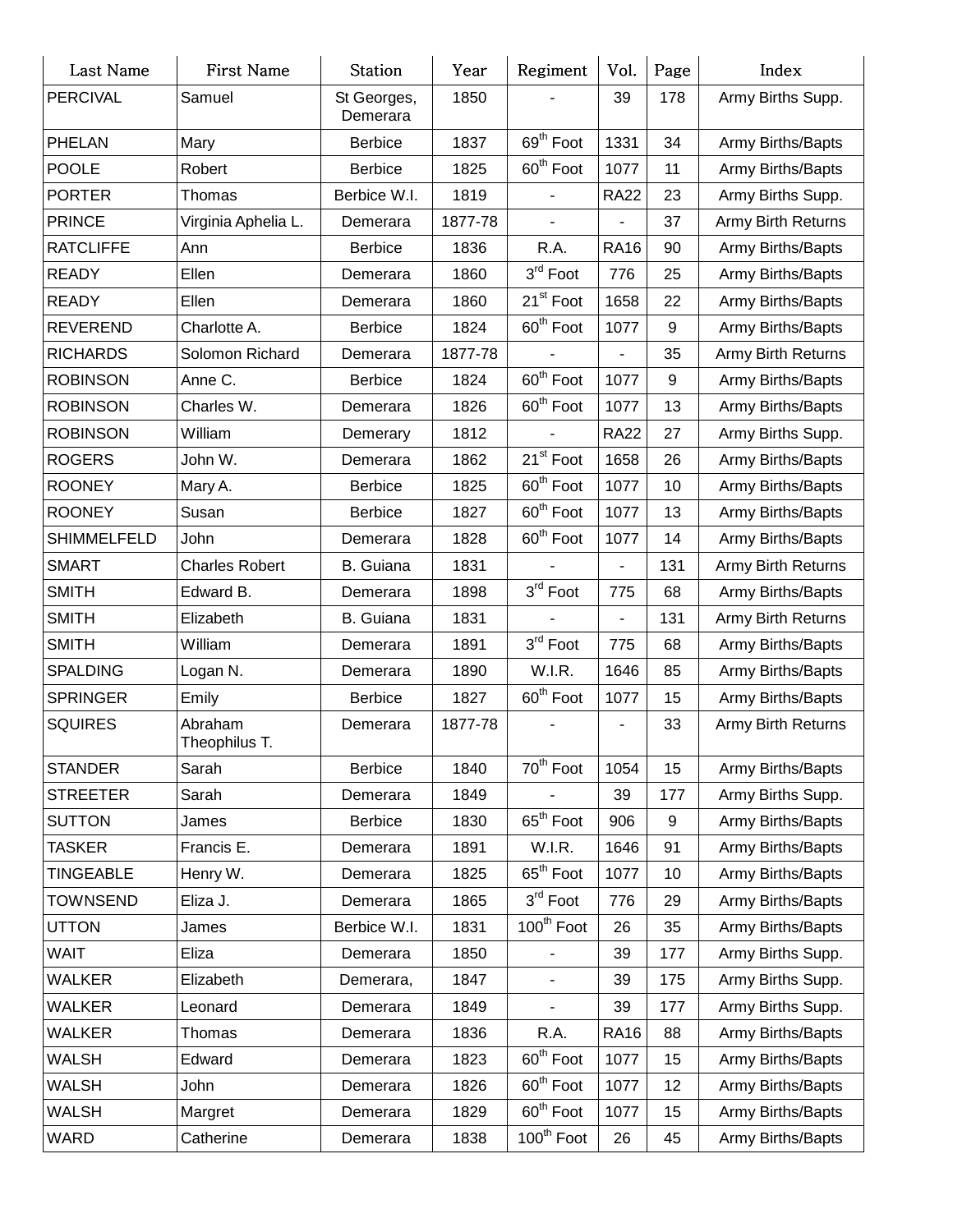| Last Name | First Name | Station | Year | Regiment | Vol. | Page | Index |
| --- | --- | --- | --- | --- | --- | --- | --- |
| PERCIVAL | Samuel | St Georges, Demerara | 1850 | - | 39 | 178 | Army Births Supp. |
| PHELAN | Mary | Berbice | 1837 | 69th Foot | 1331 | 34 | Army Births/Bapts |
| POOLE | Robert | Berbice | 1825 | 60th Foot | 1077 | 11 | Army Births/Bapts |
| PORTER | Thomas | Berbice W.I. | 1819 | - | RA22 | 23 | Army Births Supp. |
| PRINCE | Virginia Aphelia L. | Demerara | 1877-78 | - | - | 37 | Army Birth Returns |
| RATCLIFFE | Ann | Berbice | 1836 | R.A. | RA16 | 90 | Army Births/Bapts |
| READY | Ellen | Demerara | 1860 | 3rd Foot | 776 | 25 | Army Births/Bapts |
| READY | Ellen | Demerara | 1860 | 21st Foot | 1658 | 22 | Army Births/Bapts |
| REVEREND | Charlotte A. | Berbice | 1824 | 60th Foot | 1077 | 9 | Army Births/Bapts |
| RICHARDS | Solomon Richard | Demerara | 1877-78 | - | - | 35 | Army Birth Returns |
| ROBINSON | Anne C. | Berbice | 1824 | 60th Foot | 1077 | 9 | Army Births/Bapts |
| ROBINSON | Charles W. | Demerara | 1826 | 60th Foot | 1077 | 13 | Army Births/Bapts |
| ROBINSON | William | Demerary | 1812 | - | RA22 | 27 | Army Births Supp. |
| ROGERS | John W. | Demerara | 1862 | 21st Foot | 1658 | 26 | Army Births/Bapts |
| ROONEY | Mary A. | Berbice | 1825 | 60th Foot | 1077 | 10 | Army Births/Bapts |
| ROONEY | Susan | Berbice | 1827 | 60th Foot | 1077 | 13 | Army Births/Bapts |
| SHIMMELFELD | John | Demerara | 1828 | 60th Foot | 1077 | 14 | Army Births/Bapts |
| SMART | Charles Robert | B. Guiana | 1831 | - | - | 131 | Army Birth Returns |
| SMITH | Edward B. | Demerara | 1898 | 3rd Foot | 775 | 68 | Army Births/Bapts |
| SMITH | Elizabeth | B. Guiana | 1831 | - | - | 131 | Army Birth Returns |
| SMITH | William | Demerara | 1891 | 3rd Foot | 775 | 68 | Army Births/Bapts |
| SPALDING | Logan N. | Demerara | 1890 | W.I.R. | 1646 | 85 | Army Births/Bapts |
| SPRINGER | Emily | Berbice | 1827 | 60th Foot | 1077 | 15 | Army Births/Bapts |
| SQUIRES | Abraham Theophilus T. | Demerara | 1877-78 | - | - | 33 | Army Birth Returns |
| STANDER | Sarah | Berbice | 1840 | 70th Foot | 1054 | 15 | Army Births/Bapts |
| STREETER | Sarah | Demerara | 1849 | - | 39 | 177 | Army Births Supp. |
| SUTTON | James | Berbice | 1830 | 65th Foot | 906 | 9 | Army Births/Bapts |
| TASKER | Francis E. | Demerara | 1891 | W.I.R. | 1646 | 91 | Army Births/Bapts |
| TINGEABLE | Henry W. | Demerara | 1825 | 65th Foot | 1077 | 10 | Army Births/Bapts |
| TOWNSEND | Eliza J. | Demerara | 1865 | 3rd Foot | 776 | 29 | Army Births/Bapts |
| UTTON | James | Berbice W.I. | 1831 | 100th Foot | 26 | 35 | Army Births/Bapts |
| WAIT | Eliza | Demerara | 1850 | - | 39 | 177 | Army Births Supp. |
| WALKER | Elizabeth | Demerara, | 1847 | - | 39 | 175 | Army Births Supp. |
| WALKER | Leonard | Demerara | 1849 | - | 39 | 177 | Army Births Supp. |
| WALKER | Thomas | Demerara | 1836 | R.A. | RA16 | 88 | Army Births/Bapts |
| WALSH | Edward | Demerara | 1823 | 60th Foot | 1077 | 15 | Army Births/Bapts |
| WALSH | John | Demerara | 1826 | 60th Foot | 1077 | 12 | Army Births/Bapts |
| WALSH | Margret | Demerara | 1829 | 60th Foot | 1077 | 15 | Army Births/Bapts |
| WARD | Catherine | Demerara | 1838 | 100th Foot | 26 | 45 | Army Births/Bapts |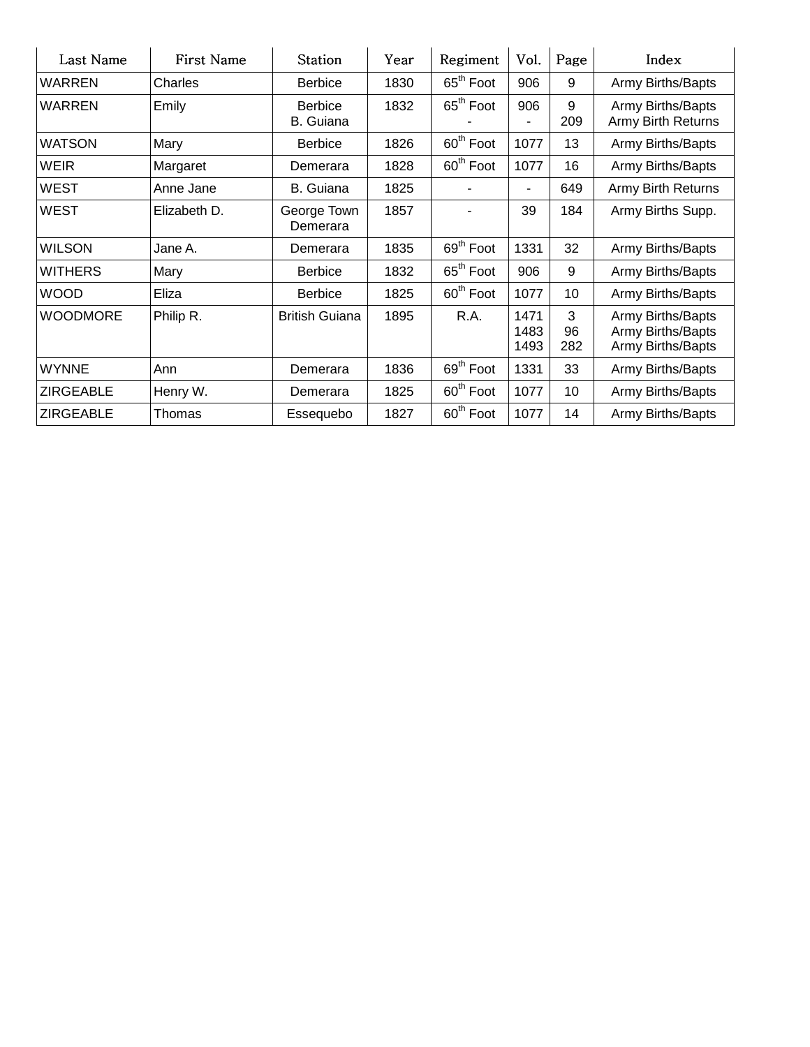| Last Name | First Name | Station | Year | Regiment | Vol. | Page | Index |
|---|---|---|---|---|---|---|---|
| WARREN | Charles | Berbice | 1830 | 65th Foot | 906 | 9 | Army Births/Bapts |
| WARREN | Emily | Berbice<br>B. Guiana | 1832 | 65th Foot<br>- | 906<br>- | 9<br>209 | Army Births/Bapts<br>Army Birth Returns |
| WATSON | Mary | Berbice | 1826 | 60th Foot | 1077 | 13 | Army Births/Bapts |
| WEIR | Margaret | Demerara | 1828 | 60th Foot | 1077 | 16 | Army Births/Bapts |
| WEST | Anne Jane | B. Guiana | 1825 | - | - | 649 | Army Birth Returns |
| WEST | Elizabeth D. | George Town<br>Demerara | 1857 | - | 39 | 184 | Army Births Supp. |
| WILSON | Jane A. | Demerara | 1835 | 69th Foot | 1331 | 32 | Army Births/Bapts |
| WITHERS | Mary | Berbice | 1832 | 65th Foot | 906 | 9 | Army Births/Bapts |
| WOOD | Eliza | Berbice | 1825 | 60th Foot | 1077 | 10 | Army Births/Bapts |
| WOODMORE | Philip R. | British Guiana | 1895 | R.A. | 1471<br>1483<br>1493 | 3<br>96<br>282 | Army Births/Bapts<br>Army Births/Bapts<br>Army Births/Bapts |
| WYNNE | Ann | Demerara | 1836 | 69th Foot | 1331 | 33 | Army Births/Bapts |
| ZIRGEABLE | Henry W. | Demerara | 1825 | 60th Foot | 1077 | 10 | Army Births/Bapts |
| ZIRGEABLE | Thomas | Essequebo | 1827 | 60th Foot | 1077 | 14 | Army Births/Bapts |